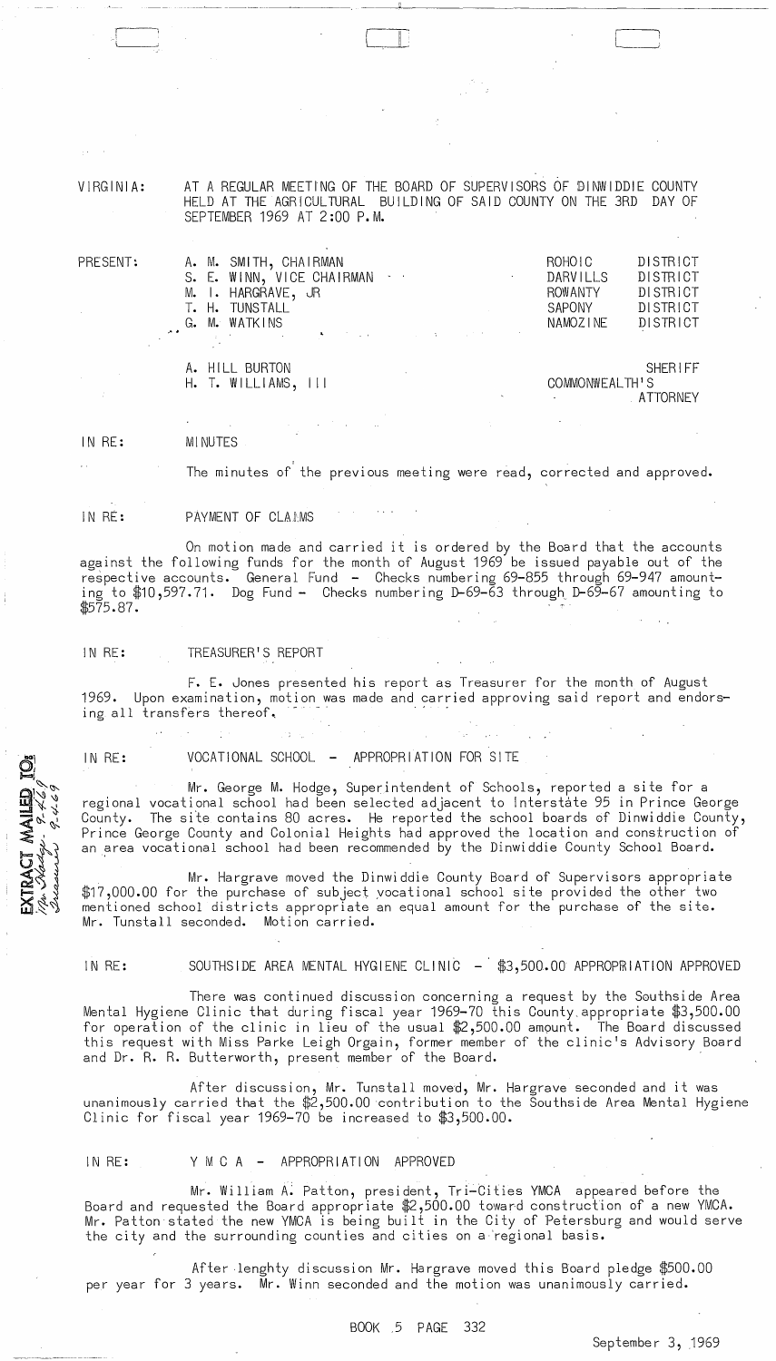VIRGINIA: AT A REGULAR MEETING OF THE BOARD OF SUPERVISORS OF DINWIDDIE COUNTY HELD AT THE AGRICULTURAL BUILDING OF SAID COUNTY ON THE 3RD DAY OF SEPTEMBER 1969 AT 2:00 P.M.

| PRESENT: | | | |
|---|---|---|---|
| | A. M. SMITH, CHAIRMAN | ROHOIC | DISTRICT |
| | S. E. WINN, VICE CHAIRMAN | DARVILLS | DISTRICT |
| | M. I. HARGRAVE, JR | ROWANTY | DISTRICT |
| | T. H. TUNSTALL | SAPONY | DISTRICT |
| | G. M. WATKINS | NAMOZINE | DISTRICT |
| | A. HILL BURTON | | SHERIFF |
| | H. T. WILLIAMS, III | COMMONWEALTH'S | ATTORNEY |

IN RE: MINUTES

The minutes of the previous meeting were read, corrected and approved.

IN RE: PAYMENT OF CLAIMS

On motion made and carried it is ordered by the Board that the accounts against the following funds for the month of August 1969 be issued payable out of the respective accounts. General Fund - Checks numbering 69-855 through 69-947 amounting to $10,597.71. Dog Fund - Checks numbering D-69-63 through D-69-67 amounting to $575.87.

IN RE: TREASURER'S REPORT

F. E. Jones presented his report as Treasurer for the month of August 1969. Upon examination, motion was made and carried approving said report and endorsing all transfers thereof.

EXTRACT MAILED TO: Mr. Hodge 9-4-69, Treasurer 9-4-69

IN RE: VOCATIONAL SCHOOL - APPROPRIATION FOR SITE

Mr. George M. Hodge, Superintendent of Schools, reported a site for a regional vocational school had been selected adjacent to Interstate 95 in Prince George County. The site contains 80 acres. He reported the school boards of Dinwiddie County, Prince George County and Colonial Heights had approved the location and construction of an area vocational school had been recommended by the Dinwiddie County School Board.

Mr. Hargrave moved the Dinwiddie County Board of Supervisors appropriate $17,000.00 for the purchase of subject vocational school site provided the other two mentioned school districts appropriate an equal amount for the purchase of the site. Mr. Tunstall seconded. Motion carried.

IN RE: SOUTHSIDE AREA MENTAL HYGIENE CLINIC - $3,500.00 APPROPRIATION APPROVED

There was continued discussion concerning a request by the Southside Area Mental Hygiene Clinic that during fiscal year 1969-70 this County appropriate $3,500.00 for operation of the clinic in lieu of the usual $2,500.00 amount. The Board discussed this request with Miss Parke Leigh Orgain, former member of the clinic's Advisory Board and Dr. R. R. Butterworth, present member of the Board.

After discussion, Mr. Tunstall moved, Mr. Hargrave seconded and it was unanimously carried that the $2,500.00 contribution to the Southside Area Mental Hygiene Clinic for fiscal year 1969-70 be increased to $3,500.00.

IN RE: Y M C A - APPROPRIATION APPROVED

Mr. William A. Patton, president, Tri-Cities YMCA appeared before the Board and requested the Board appropriate $2,500.00 toward construction of a new YMCA. Mr. Patton stated the new YMCA is being built in the City of Petersburg and would serve the city and the surrounding counties and cities on a regional basis.

After lenghty discussion Mr. Hargrave moved this Board pledge $500.00 per year for 3 years. Mr. Winn seconded and the motion was unanimously carried.

BOOK 5 PAGE 332

September 3, 1969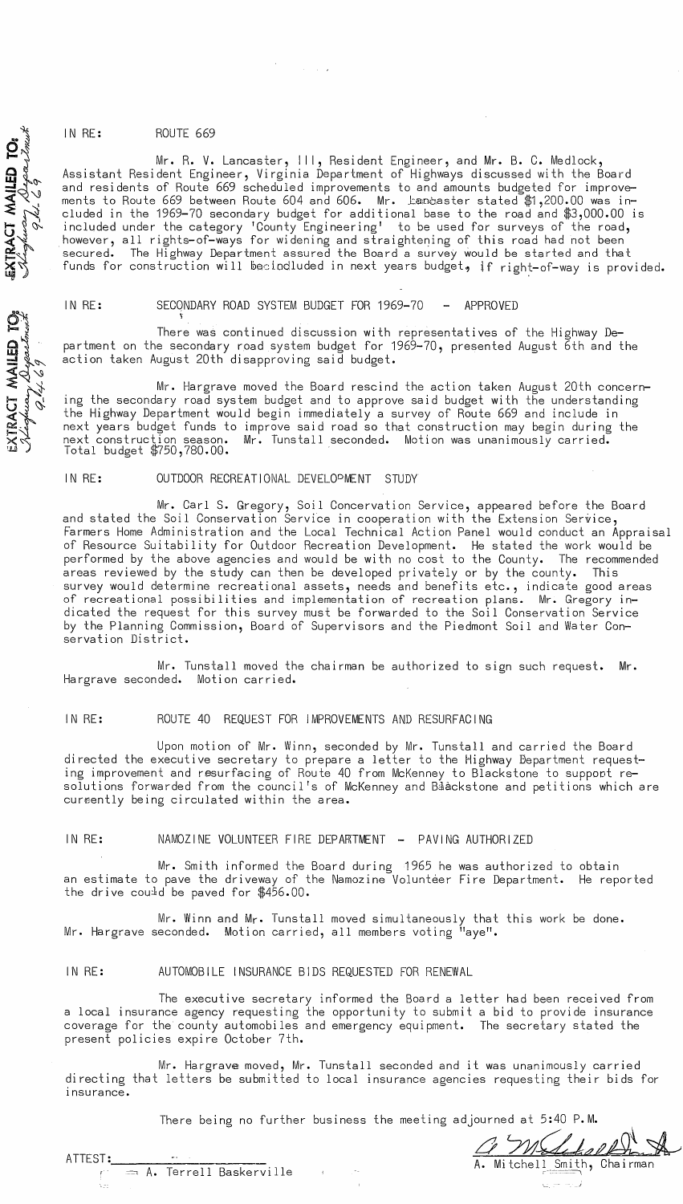EXTRACT MAILED TO: Highway Department 9-4-69

IN RE: ROUTE 669

Mr. R. V. Lancaster, III, Resident Engineer, and Mr. B. C. Medlock, Assistant Resident Engineer, Virginia Department of Highways discussed with the Board and residents of Route 669 scheduled improvements to and amounts budgeted for improvements to Route 669 between Route 604 and 606. Mr. Lancaster stated $1,200.00 was included in the 1969-70 secondary budget for additional base to the road and $3,000.00 is included under the category 'County Engineering' to be used for surveys of the road, however, all rights-of-ways for widening and straightening of this road had not been secured. The Highway Department assured the Board a survey would be started and that funds for construction will be included in next years budget, if right-of-way is provided.

EXTRACT MAILED TO: Highway Department 9-4-69

IN RE: SECONDARY ROAD SYSTEM BUDGET FOR 1969-70 - APPROVED

There was continued discussion with representatives of the Highway Department on the secondary road system budget for 1969-70, presented August 6th and the action taken August 20th disapproving said budget.

Mr. Hargrave moved the Board rescind the action taken August 20th concerning the secondary road system budget and to approve said budget with the understanding the Highway Department would begin immediately a survey of Route 669 and include in next years budget funds to improve said road so that construction may begin during the next construction season. Mr. Tunstall seconded. Motion was unanimously carried. Total budget $750,780.00.

IN RE: OUTDOOR RECREATIONAL DEVELOPMENT STUDY

Mr. Carl S. Gregory, Soil Concervation Service, appeared before the Board and stated the Soil Conservation Service in cooperation with the Extension Service, Farmers Home Administration and the Local Technical Action Panel would conduct an Appraisal of Resource Suitability for Outdoor Recreation Development. He stated the work would be performed by the above agencies and would be with no cost to the County. The recommended areas reviewed by the study can then be developed privately or by the county. This survey would determine recreational assets, needs and benefits etc., indicate good areas of recreational possibilities and implementation of recreation plans. Mr. Gregory indicated the request for this survey must be forwarded to the Soil Conservation Service by the Planning Commission, Board of Supervisors and the Piedmont Soil and Water Conservation District.

Mr. Tunstall moved the chairman be authorized to sign such request. Mr. Hargrave seconded. Motion carried.

IN RE: ROUTE 40 REQUEST FOR IMPROVEMENTS AND RESURFACING

Upon motion of Mr. Winn, seconded by Mr. Tunstall and carried the Board directed the executive secretary to prepare a letter to the Highway Department requesting improvement and resurfacing of Route 40 from McKenney to Blackstone to support resolutions forwarded from the council's of McKenney and Blackstone and petitions which are currently being circulated within the area.

IN RE: NAMOZINE VOLUNTEER FIRE DEPARTMENT - PAVING AUTHORIZED

Mr. Smith informed the Board during 1965 he was authorized to obtain an estimate to pave the driveway of the Namozine Volunteer Fire Department. He reported the drive could be paved for $456.00.

Mr. Winn and Mr. Tunstall moved simultaneously that this work be done. Mr. Hargrave seconded. Motion carried, all members voting "aye".

IN RE: AUTOMOBILE INSURANCE BIDS REQUESTED FOR RENEWAL

The executive secretary informed the Board a letter had been received from a local insurance agency requesting the opportunity to submit a bid to provide insurance coverage for the county automobiles and emergency equipment. The secretary stated the present policies expire October 7th.

Mr. Hargrave moved, Mr. Tunstall seconded and it was unanimously carried directing that letters be submitted to local insurance agencies requesting their bids for insurance.

There being no further business the meeting adjourned at 5:40 P.M.

ATTEST: ____________________
A. Terrell Baskerville

A. Mitchell Smith, Chairman